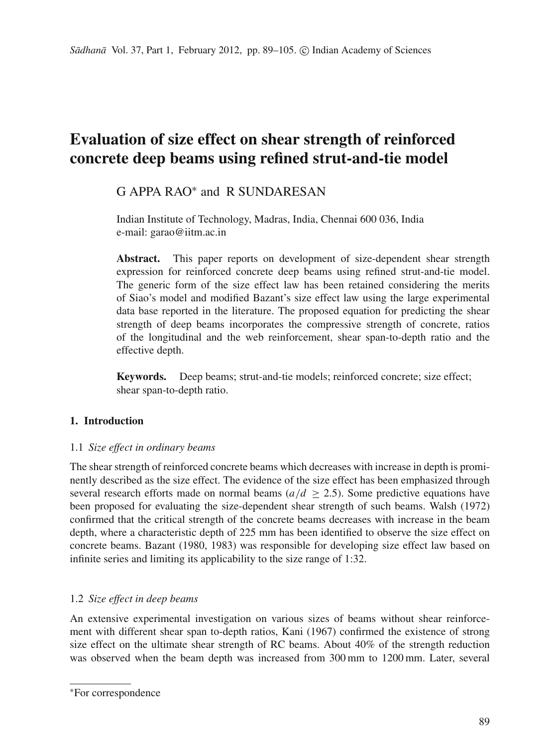# Evaluation of size effect on shear strength of reinforced concrete deep beams using refined strut-and-tie model

G APPA RAO* and R SUNDARESAN

Indian Institute of Technology, Madras, India, Chennai 600 036, India
e-mail: garao@iitm.ac.in

**Abstract.** This paper reports on development of size-dependent shear strength expression for reinforced concrete deep beams using refined strut-and-tie model. The generic form of the size effect law has been retained considering the merits of Siao's model and modified Bazant's size effect law using the large experimental data base reported in the literature. The proposed equation for predicting the shear strength of deep beams incorporates the compressive strength of concrete, ratios of the longitudinal and the web reinforcement, shear span-to-depth ratio and the effective depth.

**Keywords.** Deep beams; strut-and-tie models; reinforced concrete; size effect; shear span-to-depth ratio.

## 1. Introduction

### 1.1 *Size effect in ordinary beams*

The shear strength of reinforced concrete beams which decreases with increase in depth is prominently described as the size effect. The evidence of the size effect has been emphasized through several research efforts made on normal beams ($a/d \geq 2.5$). Some predictive equations have been proposed for evaluating the size-dependent shear strength of such beams. Walsh (1972) confirmed that the critical strength of the concrete beams decreases with increase in the beam depth, where a characteristic depth of 225 mm has been identified to observe the size effect on concrete beams. Bazant (1980, 1983) was responsible for developing size effect law based on infinite series and limiting its applicability to the size range of 1:32.

### 1.2 *Size effect in deep beams*

An extensive experimental investigation on various sizes of beams without shear reinforcement with different shear span to-depth ratios, Kani (1967) confirmed the existence of strong size effect on the ultimate shear strength of RC beams. About 40% of the strength reduction was observed when the beam depth was increased from 300 mm to 1200 mm. Later, several

---

*For correspondence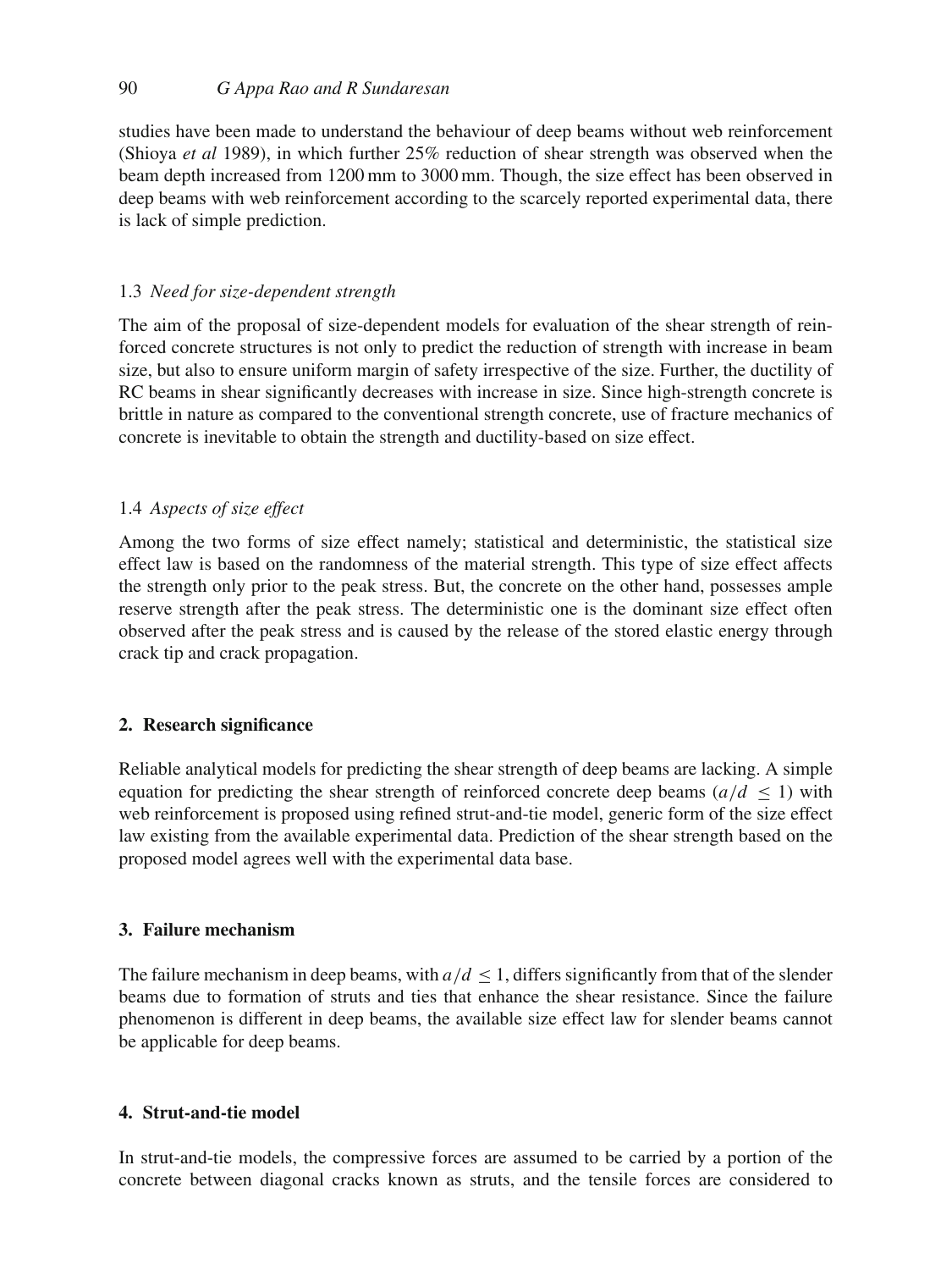studies have been made to understand the behaviour of deep beams without web reinforcement (Shioya *et al* 1989), in which further 25% reduction of shear strength was observed when the beam depth increased from 1200 mm to 3000 mm. Though, the size effect has been observed in deep beams with web reinforcement according to the scarcely reported experimental data, there is lack of simple prediction.

### 1.3 *Need for size-dependent strength*

The aim of the proposal of size-dependent models for evaluation of the shear strength of reinforced concrete structures is not only to predict the reduction of strength with increase in beam size, but also to ensure uniform margin of safety irrespective of the size. Further, the ductility of RC beams in shear significantly decreases with increase in size. Since high-strength concrete is brittle in nature as compared to the conventional strength concrete, use of fracture mechanics of concrete is inevitable to obtain the strength and ductility-based on size effect.

### 1.4 *Aspects of size effect*

Among the two forms of size effect namely; statistical and deterministic, the statistical size effect law is based on the randomness of the material strength. This type of size effect affects the strength only prior to the peak stress. But, the concrete on the other hand, possesses ample reserve strength after the peak stress. The deterministic one is the dominant size effect often observed after the peak stress and is caused by the release of the stored elastic energy through crack tip and crack propagation.

## 2. Research significance

Reliable analytical models for predicting the shear strength of deep beams are lacking. A simple equation for predicting the shear strength of reinforced concrete deep beams ($a/d \leq 1$) with web reinforcement is proposed using refined strut-and-tie model, generic form of the size effect law existing from the available experimental data. Prediction of the shear strength based on the proposed model agrees well with the experimental data base.

## 3. Failure mechanism

The failure mechanism in deep beams, with $a/d \leq 1$, differs significantly from that of the slender beams due to formation of struts and ties that enhance the shear resistance. Since the failure phenomenon is different in deep beams, the available size effect law for slender beams cannot be applicable for deep beams.

## 4. Strut-and-tie model

In strut-and-tie models, the compressive forces are assumed to be carried by a portion of the concrete between diagonal cracks known as struts, and the tensile forces are considered to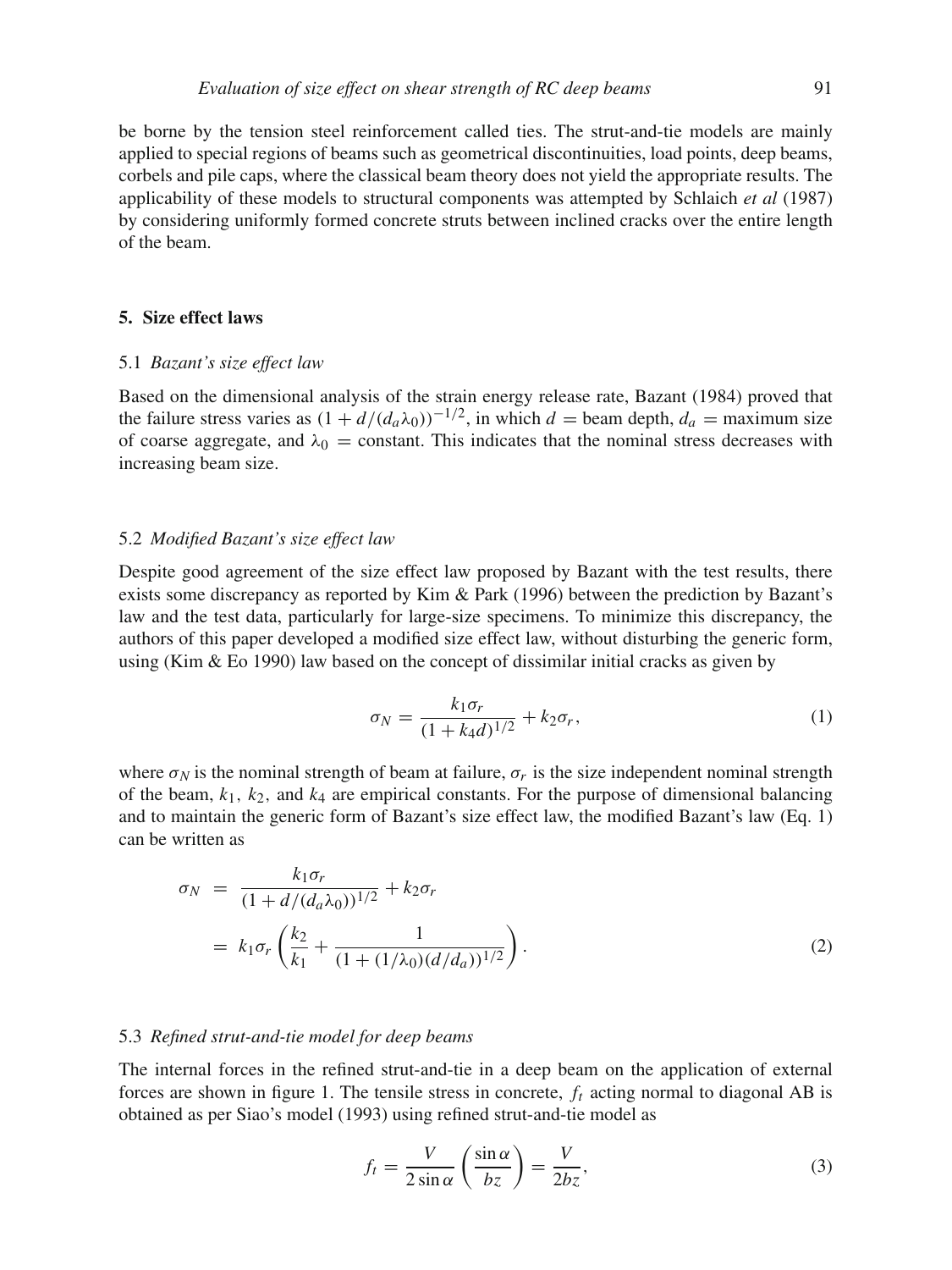be borne by the tension steel reinforcement called ties. The strut-and-tie models are mainly applied to special regions of beams such as geometrical discontinuities, load points, deep beams, corbels and pile caps, where the classical beam theory does not yield the appropriate results. The applicability of these models to structural components was attempted by Schlaich *et al* (1987) by considering uniformly formed concrete struts between inclined cracks over the entire length of the beam.

## 5. Size effect laws

### 5.1 *Bazant's size effect law*

Based on the dimensional analysis of the strain energy release rate, Bazant (1984) proved that the failure stress varies as $(1 + d/(d_a\lambda_0))^{-1/2}$, in which $d$ = beam depth, $d_a$ = maximum size of coarse aggregate, and $\lambda_0$ = constant. This indicates that the nominal stress decreases with increasing beam size.

### 5.2 *Modified Bazant's size effect law*

Despite good agreement of the size effect law proposed by Bazant with the test results, there exists some discrepancy as reported by Kim & Park (1996) between the prediction by Bazant's law and the test data, particularly for large-size specimens. To minimize this discrepancy, the authors of this paper developed a modified size effect law, without disturbing the generic form, using (Kim & Eo 1990) law based on the concept of dissimilar initial cracks as given by

$$\sigma_N = \frac{k_1\sigma_r}{(1 + k_4 d)^{1/2}} + k_2\sigma_r, \tag{1}$$

where $\sigma_N$ is the nominal strength of beam at failure, $\sigma_r$ is the size independent nominal strength of the beam, $k_1$, $k_2$, and $k_4$ are empirical constants. For the purpose of dimensional balancing and to maintain the generic form of Bazant's size effect law, the modified Bazant's law (Eq. 1) can be written as

$$\begin{aligned}
\sigma_N &= \frac{k_1\sigma_r}{(1 + d/(d_a\lambda_0))^{1/2}} + k_2\sigma_r \\
&= k_1\sigma_r\left(\frac{k_2}{k_1} + \frac{1}{(1 + (1/\lambda_0)(d/d_a))^{1/2}}\right).
\end{aligned} \tag{2}$$

### 5.3 *Refined strut-and-tie model for deep beams*

The internal forces in the refined strut-and-tie in a deep beam on the application of external forces are shown in figure 1. The tensile stress in concrete, $f_t$ acting normal to diagonal AB is obtained as per Siao's model (1993) using refined strut-and-tie model as

$$f_t = \frac{V}{2\sin\alpha}\left(\frac{\sin\alpha}{bz}\right) = \frac{V}{2bz}, \tag{3}$$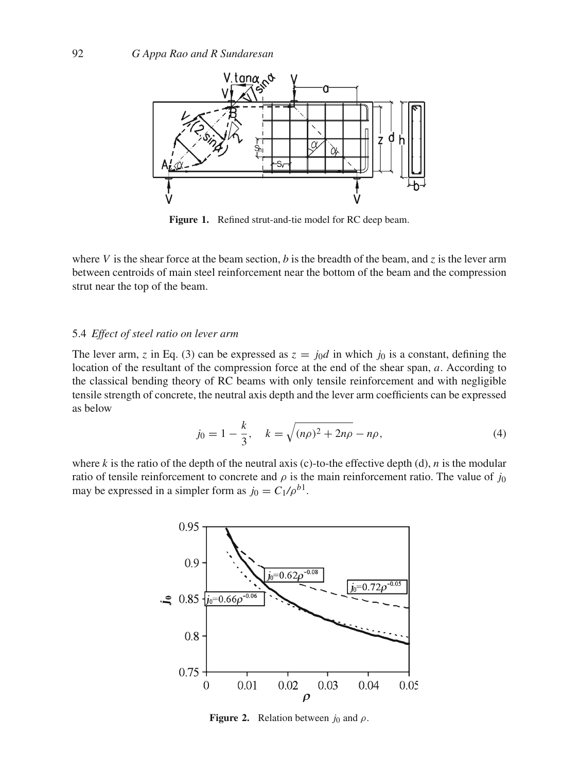Figure 1. Refined strut-and-tie model for RC deep beam.

where $V$ is the shear force at the beam section, $b$ is the breadth of the beam, and $z$ is the lever arm between centroids of main steel reinforcement near the bottom of the beam and the compression strut near the top of the beam.

### 5.4 *Effect of steel ratio on lever arm*

The lever arm, $z$ in Eq. (3) can be expressed as $z = j_0 d$ in which $j_0$ is a constant, defining the location of the resultant of the compression force at the end of the shear span, $a$. According to the classical bending theory of RC beams with only tensile reinforcement and with negligible tensile strength of concrete, the neutral axis depth and the lever arm coefficients can be expressed as below

$$j_0 = 1 - \frac{k}{3}, \quad k = \sqrt{(n\rho)^2 + 2n\rho} - n\rho, \tag{4}$$

where $k$ is the ratio of the depth of the neutral axis (c)-to-the effective depth (d), $n$ is the modular ratio of tensile reinforcement to concrete and $\rho$ is the main reinforcement ratio. The value of $j_0$ may be expressed in a simpler form as $j_0 = C_1/\rho^{b1}$.

Figure 2. Relation between $j_0$ and $\rho$.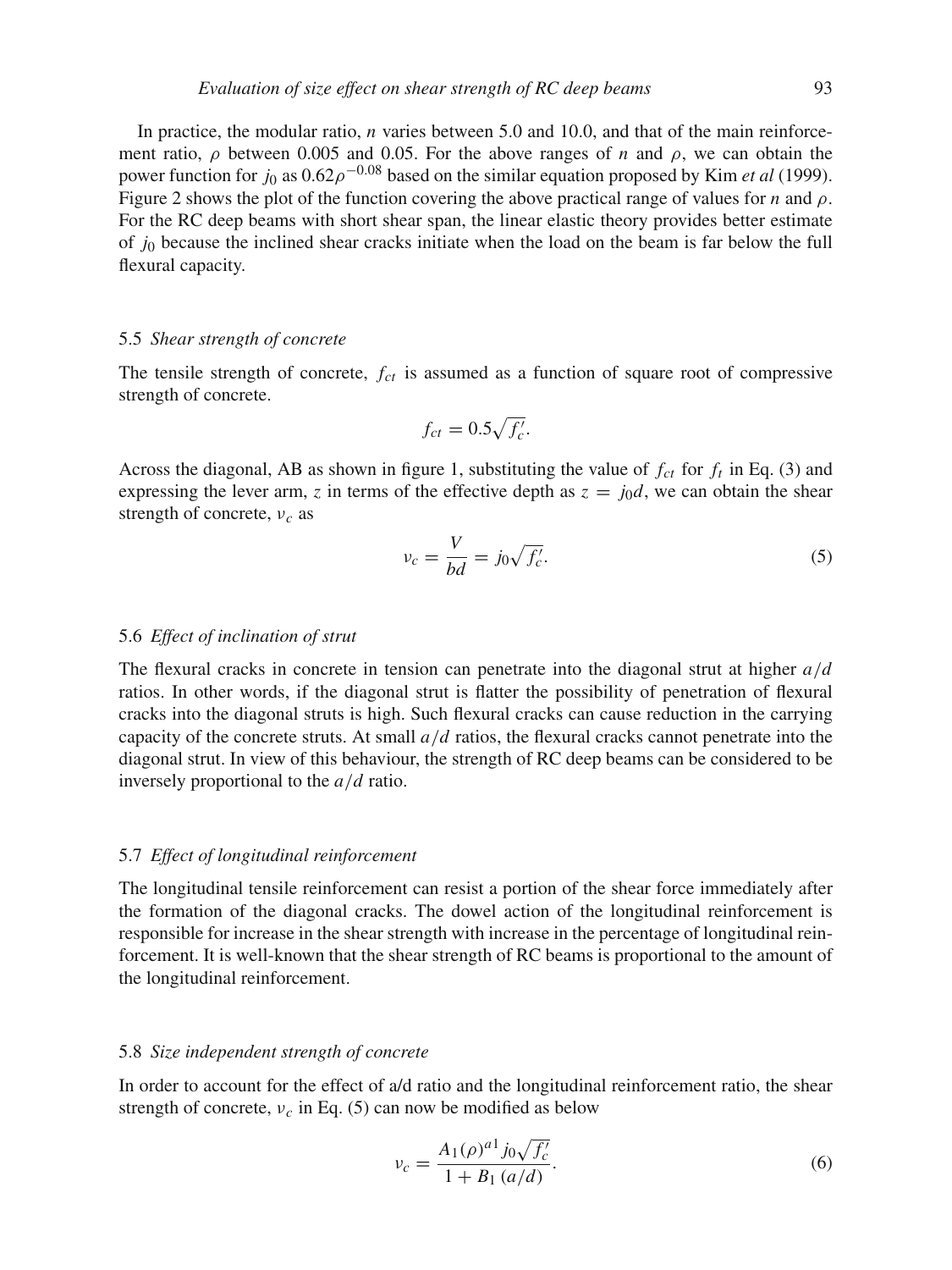In practice, the modular ratio, $n$ varies between 5.0 and 10.0, and that of the main reinforcement ratio, $\rho$ between 0.005 and 0.05. For the above ranges of $n$ and $\rho$, we can obtain the power function for $j_0$ as $0.62\rho^{-0.08}$ based on the similar equation proposed by Kim *et al* (1999). Figure 2 shows the plot of the function covering the above practical range of values for $n$ and $\rho$. For the RC deep beams with short shear span, the linear elastic theory provides better estimate of $j_0$ because the inclined shear cracks initiate when the load on the beam is far below the full flexural capacity.

### 5.5 *Shear strength of concrete*

The tensile strength of concrete, $f_{ct}$ is assumed as a function of square root of compressive strength of concrete.

$$f_{ct} = 0.5\sqrt{f_c'}.$$

Across the diagonal, AB as shown in figure 1, substituting the value of $f_{ct}$ for $f_t$ in Eq. (3) and expressing the lever arm, $z$ in terms of the effective depth as $z = j_0 d$, we can obtain the shear strength of concrete, $\nu_c$ as

$$\nu_c = \frac{V}{bd} = j_0\sqrt{f_c'}. \tag{5}$$

### 5.6 *Effect of inclination of strut*

The flexural cracks in concrete in tension can penetrate into the diagonal strut at higher $a/d$ ratios. In other words, if the diagonal strut is flatter the possibility of penetration of flexural cracks into the diagonal struts is high. Such flexural cracks can cause reduction in the carrying capacity of the concrete struts. At small $a/d$ ratios, the flexural cracks cannot penetrate into the diagonal strut. In view of this behaviour, the strength of RC deep beams can be considered to be inversely proportional to the $a/d$ ratio.

### 5.7 *Effect of longitudinal reinforcement*

The longitudinal tensile reinforcement can resist a portion of the shear force immediately after the formation of the diagonal cracks. The dowel action of the longitudinal reinforcement is responsible for increase in the shear strength with increase in the percentage of longitudinal reinforcement. It is well-known that the shear strength of RC beams is proportional to the amount of the longitudinal reinforcement.

### 5.8 *Size independent strength of concrete*

In order to account for the effect of a/d ratio and the longitudinal reinforcement ratio, the shear strength of concrete, $\nu_c$ in Eq. (5) can now be modified as below

$$\nu_c = \frac{A_1(\rho)^{a1} j_0\sqrt{f_c'}}{1 + B_1\,(a/d)}. \tag{6}$$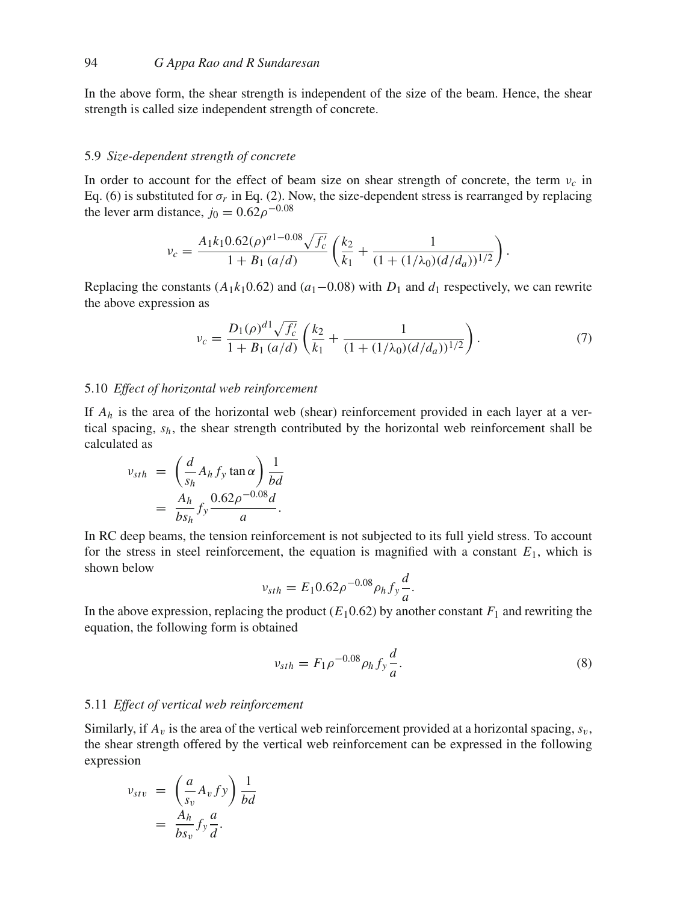In the above form, the shear strength is independent of the size of the beam. Hence, the shear strength is called size independent strength of concrete.

### 5.9 *Size-dependent strength of concrete*

In order to account for the effect of beam size on shear strength of concrete, the term $v_c$ in Eq. (6) is substituted for $\sigma_r$ in Eq. (2). Now, the size-dependent stress is rearranged by replacing the lever arm distance, $j_0 = 0.62\rho^{-0.08}$

$$v_c = \frac{A_1 k_1 0.62(\rho)^{a1-0.08}\sqrt{f_c'}}{1 + B_1\,(a/d)}\left(\frac{k_2}{k_1} + \frac{1}{(1 + (1/\lambda_0)(d/d_a))^{1/2}}\right).$$

Replacing the constants ($A_1 k_1 0.62$) and ($a_1 - 0.08$) with $D_1$ and $d_1$ respectively, we can rewrite the above expression as

$$v_c = \frac{D_1(\rho)^{d1}\sqrt{f_c'}}{1 + B_1\,(a/d)}\left(\frac{k_2}{k_1} + \frac{1}{(1 + (1/\lambda_0)(d/d_a))^{1/2}}\right). \tag{7}$$

### 5.10 *Effect of horizontal web reinforcement*

If $A_h$ is the area of the horizontal web (shear) reinforcement provided in each layer at a vertical spacing, $s_h$, the shear strength contributed by the horizontal web reinforcement shall be calculated as

$$\begin{aligned} v_{sth} &= \left(\frac{d}{s_h} A_h f_y \tan\alpha\right)\frac{1}{bd} \\ &= \frac{A_h}{bs_h} f_y \frac{0.62\rho^{-0.08} d}{a}. \end{aligned}$$

In RC deep beams, the tension reinforcement is not subjected to its full yield stress. To account for the stress in steel reinforcement, the equation is magnified with a constant $E_1$, which is shown below

$$v_{sth} = E_1 0.62\rho^{-0.08}\rho_h f_y \frac{d}{a}.$$

In the above expression, replacing the product ($E_1 0.62$) by another constant $F_1$ and rewriting the equation, the following form is obtained

$$v_{sth} = F_1 \rho^{-0.08}\rho_h f_y \frac{d}{a}. \tag{8}$$

### 5.11 *Effect of vertical web reinforcement*

Similarly, if $A_v$ is the area of the vertical web reinforcement provided at a horizontal spacing, $s_v$, the shear strength offered by the vertical web reinforcement can be expressed in the following expression

$$\begin{aligned} v_{stv} &= \left(\frac{a}{s_v} A_v f y\right)\frac{1}{bd} \\ &= \frac{A_h}{bs_v} f_y \frac{a}{d}. \end{aligned}$$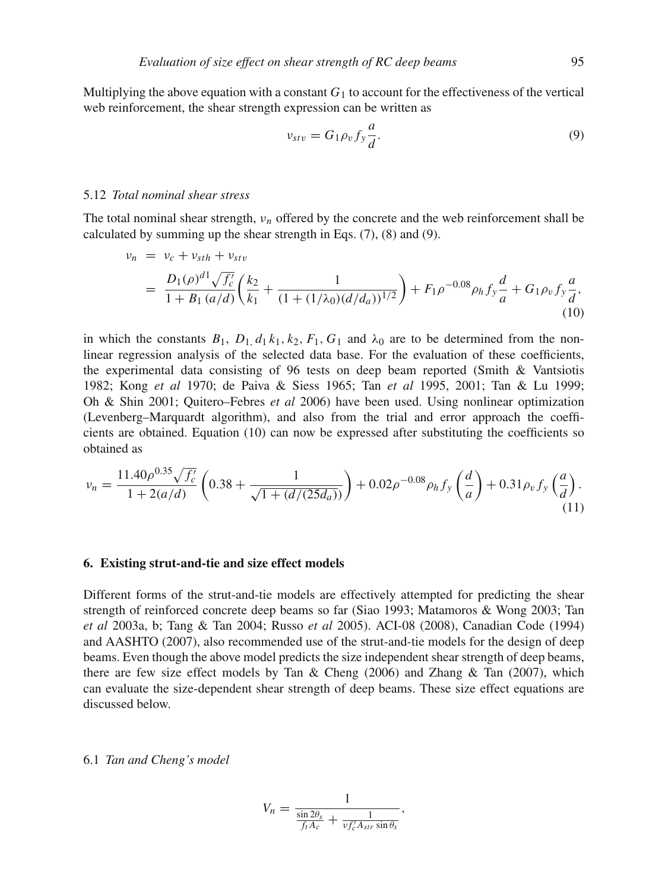Multiplying the above equation with a constant $G_1$ to account for the effectiveness of the vertical web reinforcement, the shear strength expression can be written as

$$\nu_{stv} = G_1 \rho_v f_y \frac{a}{d}. \tag{9}$$

### 5.12 *Total nominal shear stress*

The total nominal shear strength, $\nu_n$ offered by the concrete and the web reinforcement shall be calculated by summing up the shear strength in Eqs. (7), (8) and (9).

$$\begin{aligned} \nu_n &= \nu_c + \nu_{sth} + \nu_{stv} \\ &= \frac{D_1 (\rho)^{d1} \sqrt{f_c'}}{1 + B_1 (a/d)} \left( \frac{k_2}{k_1} + \frac{1}{(1 + (1/\lambda_0)(d/d_a))^{1/2}} \right) + F_1 \rho^{-0.08} \rho_h f_y \frac{d}{a} + G_1 \rho_v f_y \frac{a}{d}, \end{aligned} \tag{10}$$

in which the constants $B_1$, $D_1$, $d_1$ $k_1$, $k_2$, $F_1$, $G_1$ and $\lambda_0$ are to be determined from the non-linear regression analysis of the selected data base. For the evaluation of these coefficients, the experimental data consisting of 96 tests on deep beam reported (Smith & Vantsiotis 1982; Kong *et al* 1970; de Paiva & Siess 1965; Tan *et al* 1995, 2001; Tan & Lu 1999; Oh & Shin 2001; Quitero–Febres *et al* 2006) have been used. Using nonlinear optimization (Levenberg–Marquardt algorithm), and also from the trial and error approach the coefficients are obtained. Equation (10) can now be expressed after substituting the coefficients so obtained as

$$\nu_n = \frac{11.40 \rho^{0.35} \sqrt{f_c'}}{1 + 2(a/d)} \left( 0.38 + \frac{1}{\sqrt{1 + (d/(25 d_a))}} \right) + 0.02 \rho^{-0.08} \rho_h f_y \left( \frac{d}{a} \right) + 0.31 \rho_v f_y \left( \frac{a}{d} \right). \tag{11}$$

## 6. Existing strut-and-tie and size effect models

Different forms of the strut-and-tie models are effectively attempted for predicting the shear strength of reinforced concrete deep beams so far (Siao 1993; Matamoros & Wong 2003; Tan *et al* 2003a, b; Tang & Tan 2004; Russo *et al* 2005). ACI-08 (2008), Canadian Code (1994) and AASHTO (2007), also recommended use of the strut-and-tie models for the design of deep beams. Even though the above model predicts the size independent shear strength of deep beams, there are few size effect models by Tan & Cheng (2006) and Zhang & Tan (2007), which can evaluate the size-dependent shear strength of deep beams. These size effect equations are discussed below.

### 6.1 *Tan and Cheng's model*

$$V_n = \frac{1}{\frac{\sin 2\theta_s}{f_t A_c} + \frac{1}{\nu f_c' A_{str} \sin \theta_s}},$$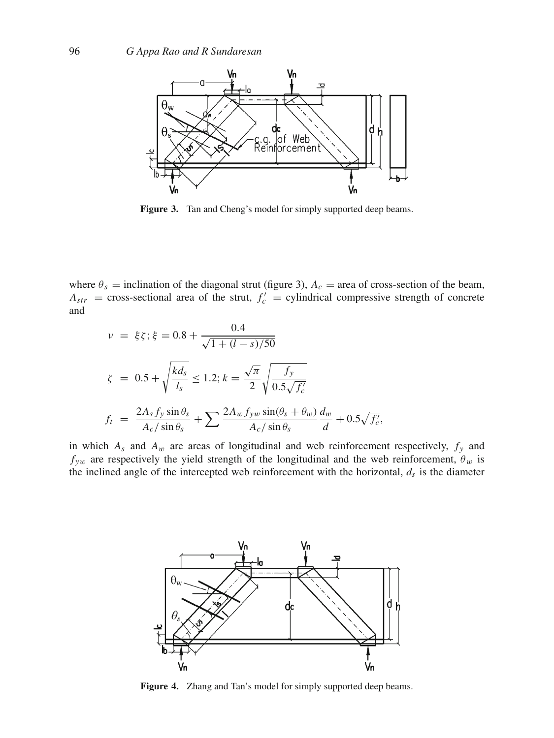**Figure 3.** Tan and Cheng's model for simply supported deep beams.

where $\theta_s$ = inclination of the diagonal strut (figure 3), $A_c$ = area of cross-section of the beam, $A_{str}$ = cross-sectional area of the strut, $f_c'$ = cylindrical compressive strength of concrete and

$$\nu = \xi\zeta; \xi = 0.8 + \frac{0.4}{\sqrt{1 + (l - s)/50}}$$

$$\zeta = 0.5 + \sqrt{\frac{kd_s}{l_s}} \leq 1.2; k = \frac{\sqrt{\pi}}{2}\sqrt{\frac{f_y}{0.5\sqrt{f_c'}}}$$

$$f_t = \frac{2A_s f_y \sin\theta_s}{A_c/\sin\theta_s} + \sum \frac{2A_w f_{yw} \sin(\theta_s + \theta_w)}{A_c/\sin\theta_s}\frac{d_w}{d} + 0.5\sqrt{f_c'},$$

in which $A_s$ and $A_w$ are areas of longitudinal and web reinforcement respectively, $f_y$ and $f_{yw}$ are respectively the yield strength of the longitudinal and the web reinforcement, $\theta_w$ is the inclined angle of the intercepted web reinforcement with the horizontal, $d_s$ is the diameter

**Figure 4.** Zhang and Tan's model for simply supported deep beams.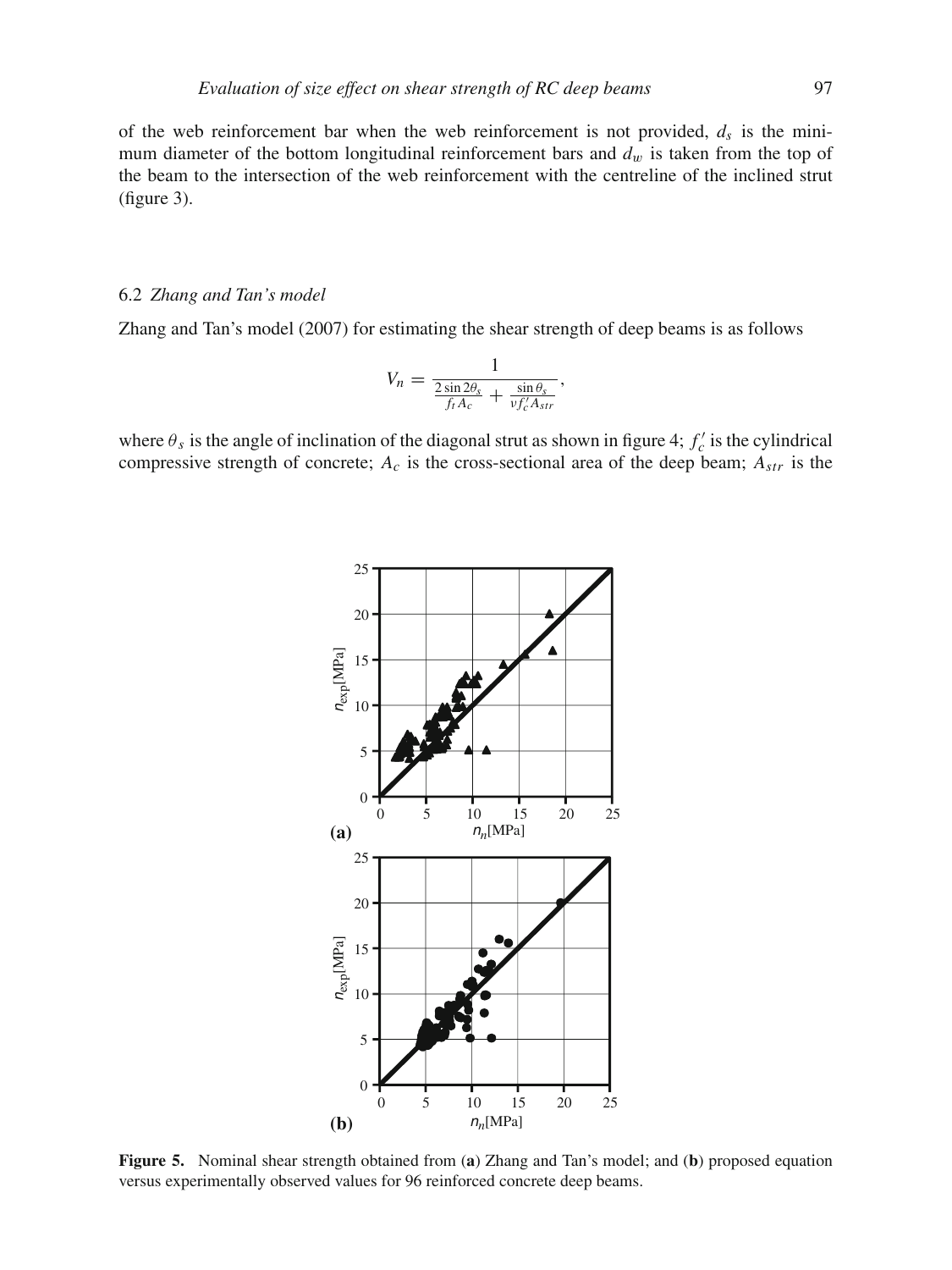of the web reinforcement bar when the web reinforcement is not provided, $d_s$ is the minimum diameter of the bottom longitudinal reinforcement bars and $d_w$ is taken from the top of the beam to the intersection of the web reinforcement with the centreline of the inclined strut (figure 3).

### 6.2 *Zhang and Tan's model*

Zhang and Tan's model (2007) for estimating the shear strength of deep beams is as follows

$$V_n = \frac{1}{\frac{2 \sin 2\theta_s}{f_t A_c} + \frac{\sin \theta_s}{\nu f_c' A_{str}}},$$

where $\theta_s$ is the angle of inclination of the diagonal strut as shown in figure 4; $f_c'$ is the cylindrical compressive strength of concrete; $A_c$ is the cross-sectional area of the deep beam; $A_{str}$ is the

**Figure 5.** Nominal shear strength obtained from (**a**) Zhang and Tan's model; and (**b**) proposed equation versus experimentally observed values for 96 reinforced concrete deep beams.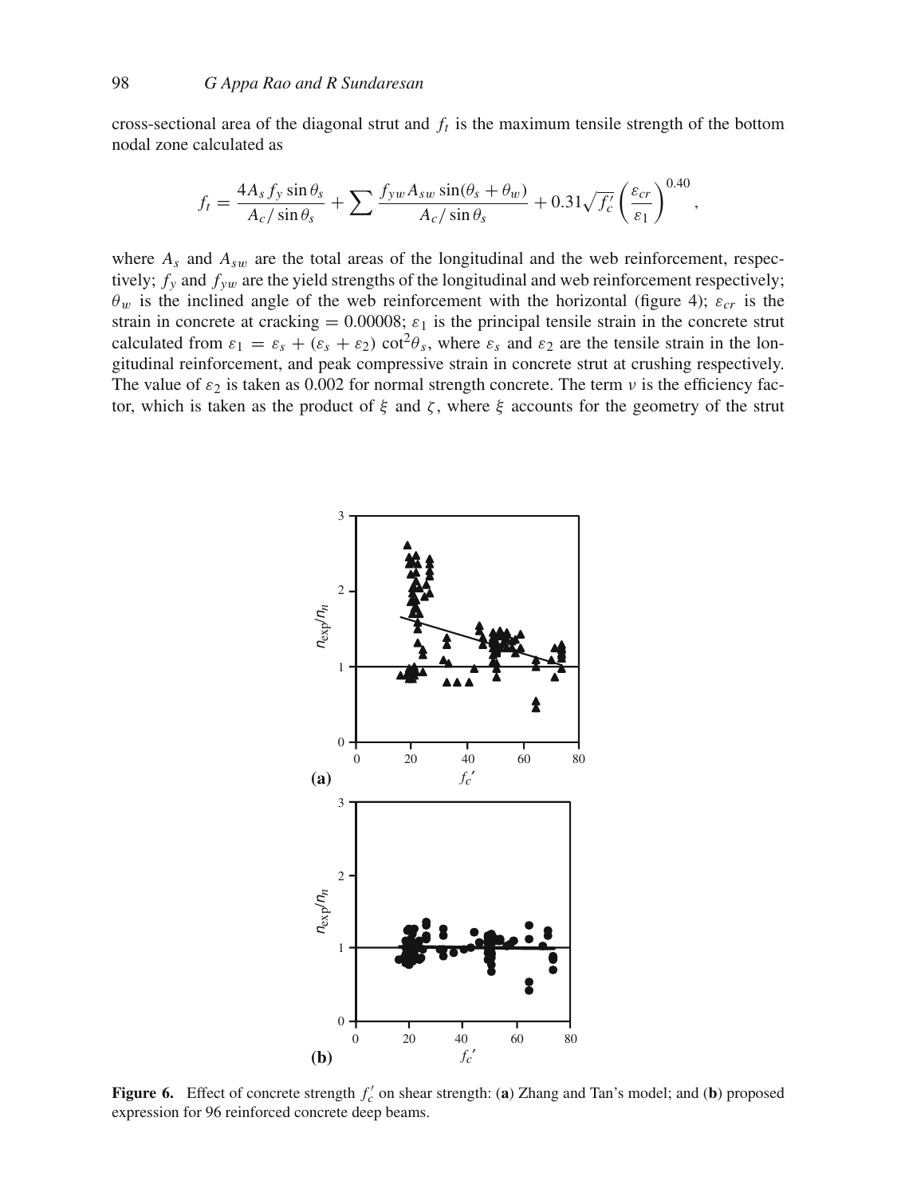cross-sectional area of the diagonal strut and $f_t$ is the maximum tensile strength of the bottom nodal zone calculated as

$$f_t = \frac{4A_s f_y \sin\theta_s}{A_c/\sin\theta_s} + \sum \frac{f_{yw} A_{sw} \sin(\theta_s + \theta_w)}{A_c/\sin\theta_s} + 0.31\sqrt{f_c'}\left(\frac{\varepsilon_{cr}}{\varepsilon_1}\right)^{0.40},$$

where $A_s$ and $A_{sw}$ are the total areas of the longitudinal and the web reinforcement, respectively; $f_y$ and $f_{yw}$ are the yield strengths of the longitudinal and web reinforcement respectively; $\theta_w$ is the inclined angle of the web reinforcement with the horizontal (figure 4); $\varepsilon_{cr}$ is the strain in concrete at cracking = 0.00008; $\varepsilon_1$ is the principal tensile strain in the concrete strut calculated from $\varepsilon_1 = \varepsilon_s + (\varepsilon_s + \varepsilon_2)\cot^2\theta_s$, where $\varepsilon_s$ and $\varepsilon_2$ are the tensile strain in the longitudinal reinforcement, and peak compressive strain in concrete strut at crushing respectively. The value of $\varepsilon_2$ is taken as 0.002 for normal strength concrete. The term $\nu$ is the efficiency factor, which is taken as the product of $\xi$ and $\zeta$, where $\xi$ accounts for the geometry of the strut

**Figure 6.** Effect of concrete strength $f_c'$ on shear strength: (**a**) Zhang and Tan's model; and (**b**) proposed expression for 96 reinforced concrete deep beams.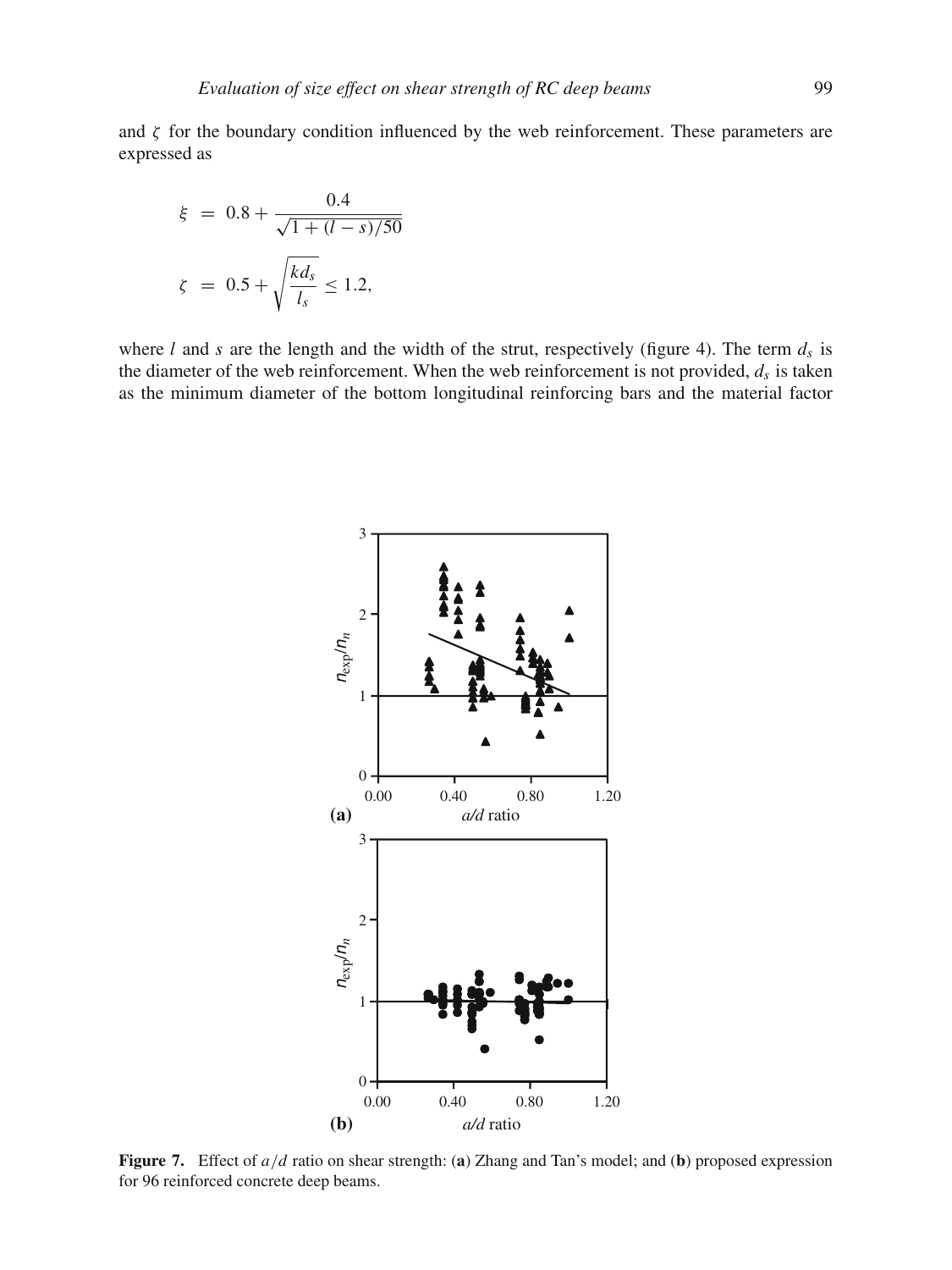and $\zeta$ for the boundary condition influenced by the web reinforcement. These parameters are expressed as

$$\xi = 0.8 + \frac{0.4}{\sqrt{1 + (l - s)/50}}$$

$$\zeta = 0.5 + \sqrt{\frac{kd_s}{l_s}} \leq 1.2,$$

where $l$ and $s$ are the length and the width of the strut, respectively (figure 4). The term $d_s$ is the diameter of the web reinforcement. When the web reinforcement is not provided, $d_s$ is taken as the minimum diameter of the bottom longitudinal reinforcing bars and the material factor

**Figure 7.** Effect of $a/d$ ratio on shear strength: (**a**) Zhang and Tan's model; and (**b**) proposed expression for 96 reinforced concrete deep beams.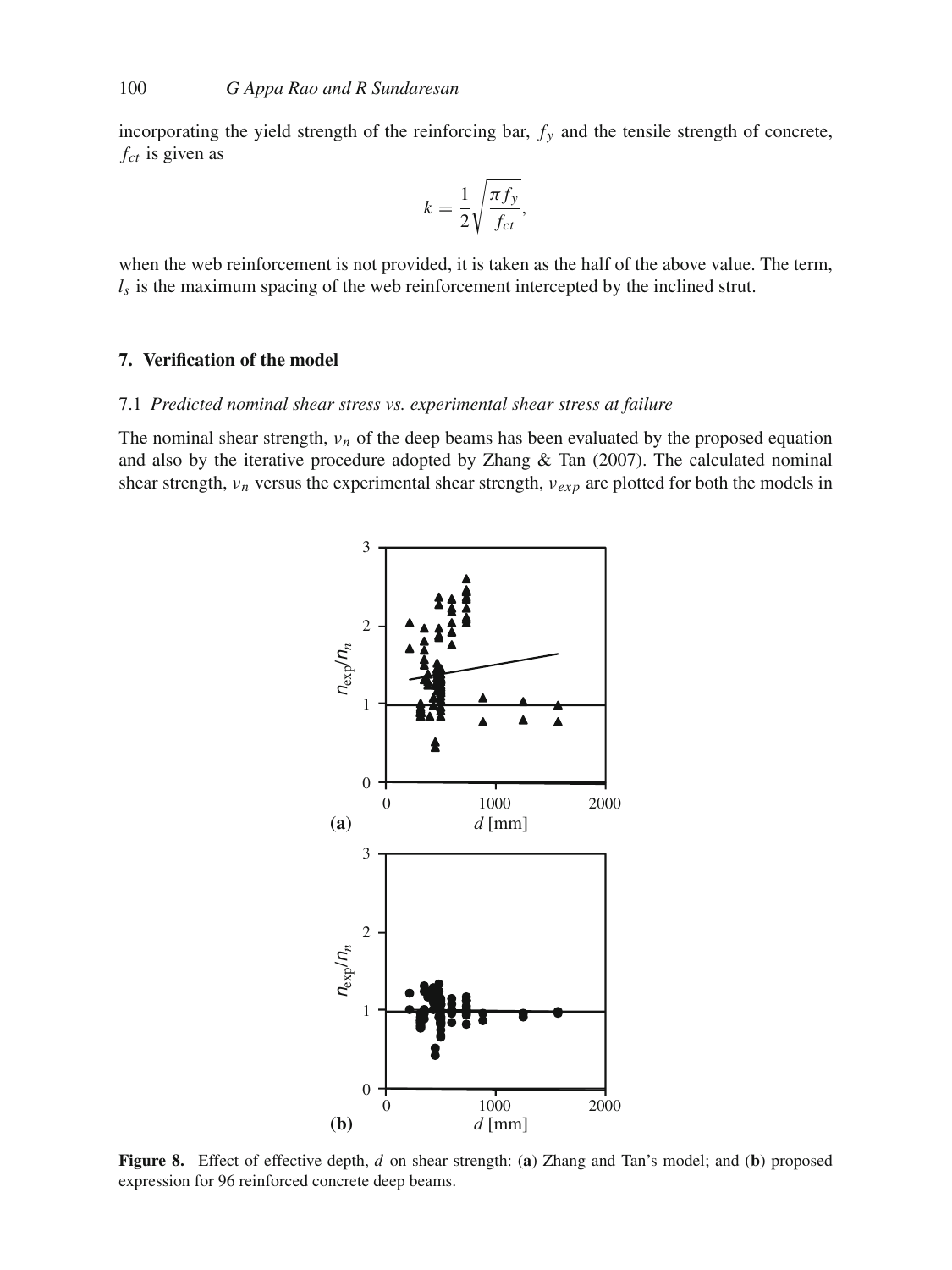incorporating the yield strength of the reinforcing bar, $f_y$ and the tensile strength of concrete, $f_{ct}$ is given as

$$k = \frac{1}{2}\sqrt{\frac{\pi f_y}{f_{ct}}},$$

when the web reinforcement is not provided, it is taken as the half of the above value. The term, $l_s$ is the maximum spacing of the web reinforcement intercepted by the inclined strut.

## 7. Verification of the model

### 7.1 *Predicted nominal shear stress vs. experimental shear stress at failure*

The nominal shear strength, $\nu_n$ of the deep beams has been evaluated by the proposed equation and also by the iterative procedure adopted by Zhang & Tan (2007). The calculated nominal shear strength, $\nu_n$ versus the experimental shear strength, $\nu_{exp}$ are plotted for both the models in

**Figure 8.** Effect of effective depth, $d$ on shear strength: (**a**) Zhang and Tan's model; and (**b**) proposed expression for 96 reinforced concrete deep beams.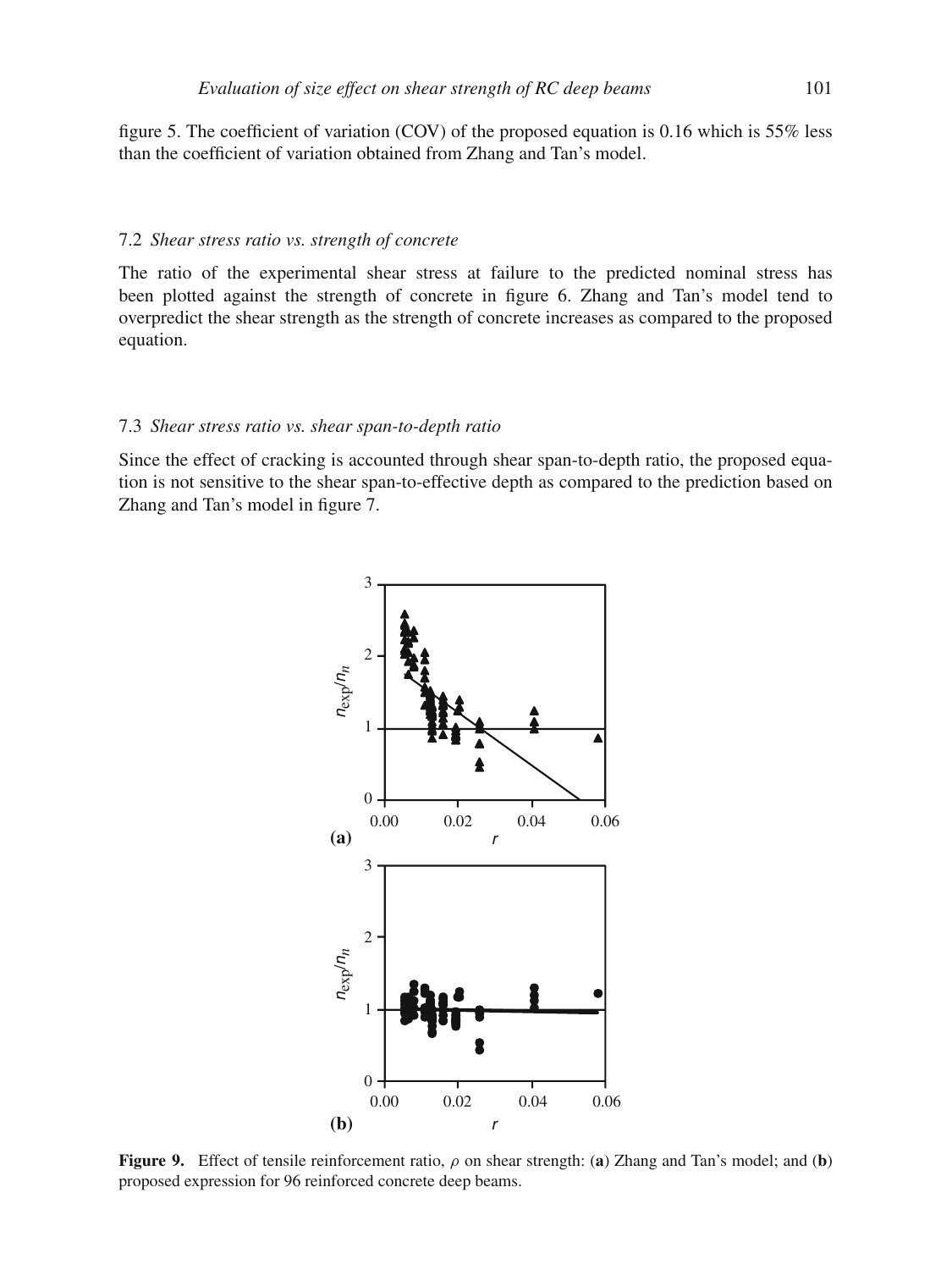figure 5. The coefficient of variation (COV) of the proposed equation is 0.16 which is 55% less than the coefficient of variation obtained from Zhang and Tan's model.

### 7.2 *Shear stress ratio vs. strength of concrete*

The ratio of the experimental shear stress at failure to the predicted nominal stress has been plotted against the strength of concrete in figure 6. Zhang and Tan's model tend to overpredict the shear strength as the strength of concrete increases as compared to the proposed equation.

### 7.3 *Shear stress ratio vs. shear span-to-depth ratio*

Since the effect of cracking is accounted through shear span-to-depth ratio, the proposed equation is not sensitive to the shear span-to-effective depth as compared to the prediction based on Zhang and Tan's model in figure 7.

**Figure 9.** Effect of tensile reinforcement ratio, $\rho$ on shear strength: (**a**) Zhang and Tan's model; and (**b**) proposed expression for 96 reinforced concrete deep beams.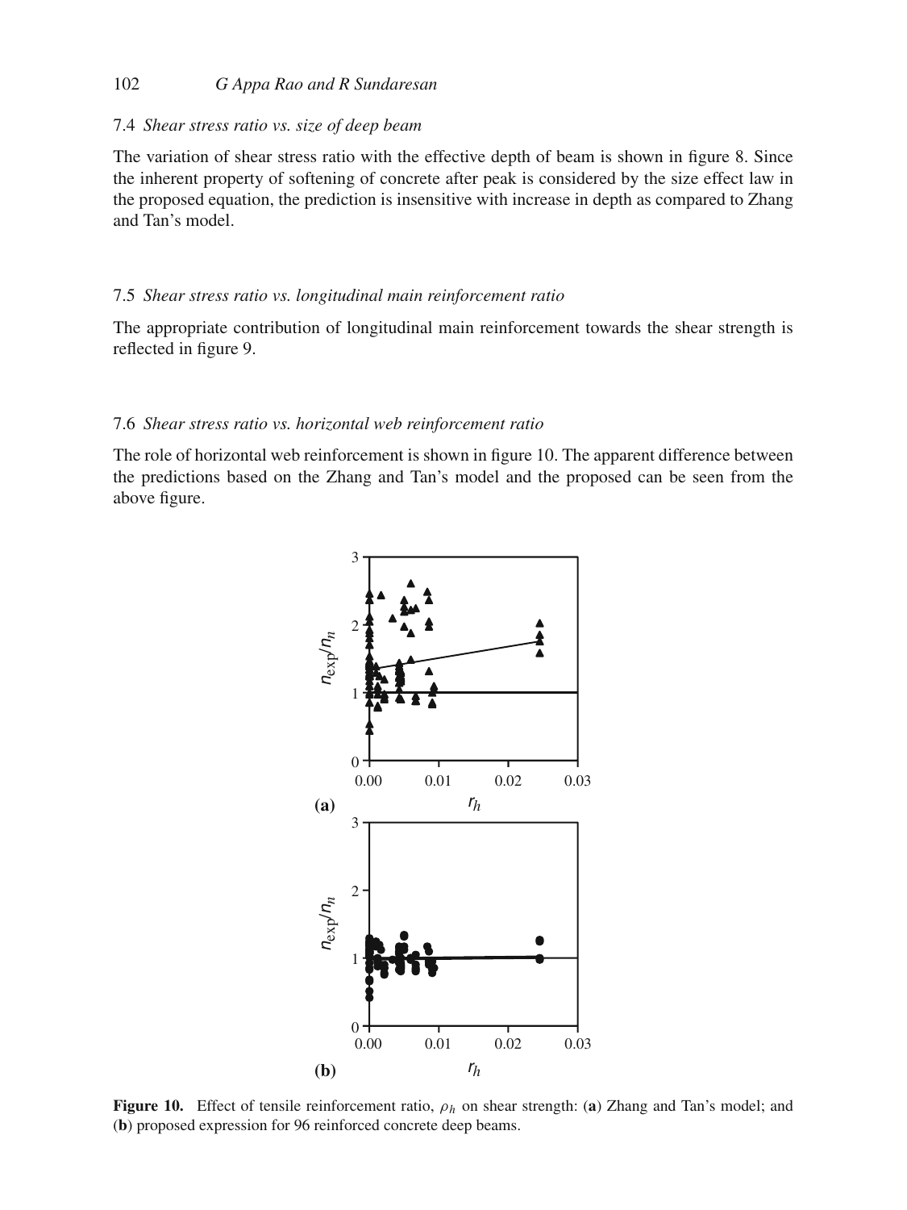### 7.4 *Shear stress ratio vs. size of deep beam*

The variation of shear stress ratio with the effective depth of beam is shown in figure 8. Since the inherent property of softening of concrete after peak is considered by the size effect law in the proposed equation, the prediction is insensitive with increase in depth as compared to Zhang and Tan's model.

### 7.5 *Shear stress ratio vs. longitudinal main reinforcement ratio*

The appropriate contribution of longitudinal main reinforcement towards the shear strength is reflected in figure 9.

### 7.6 *Shear stress ratio vs. horizontal web reinforcement ratio*

The role of horizontal web reinforcement is shown in figure 10. The apparent difference between the predictions based on the Zhang and Tan's model and the proposed can be seen from the above figure.

**Figure 10.** Effect of tensile reinforcement ratio, $\rho_h$ on shear strength: (**a**) Zhang and Tan's model; and (**b**) proposed expression for 96 reinforced concrete deep beams.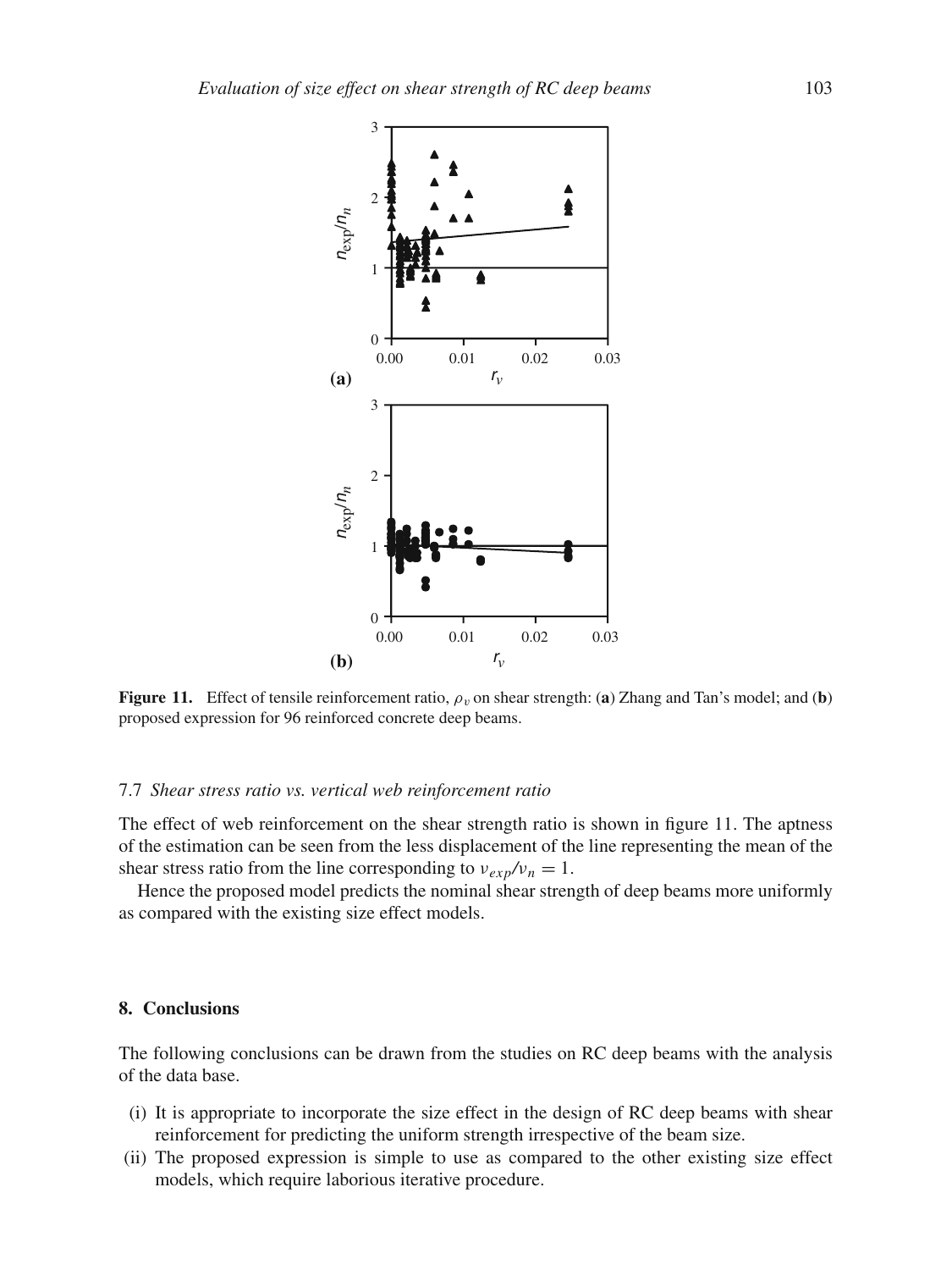**Figure 11.** Effect of tensile reinforcement ratio, $\rho_v$ on shear strength: (**a**) Zhang and Tan's model; and (**b**) proposed expression for 96 reinforced concrete deep beams.

### 7.7 *Shear stress ratio vs. vertical web reinforcement ratio*

The effect of web reinforcement on the shear strength ratio is shown in figure 11. The aptness of the estimation can be seen from the less displacement of the line representing the mean of the shear stress ratio from the line corresponding to $v_{exp}/v_n = 1$.

Hence the proposed model predicts the nominal shear strength of deep beams more uniformly as compared with the existing size effect models.

## 8. Conclusions

The following conclusions can be drawn from the studies on RC deep beams with the analysis of the data base.

(i) It is appropriate to incorporate the size effect in the design of RC deep beams with shear reinforcement for predicting the uniform strength irrespective of the beam size.

(ii) The proposed expression is simple to use as compared to the other existing size effect models, which require laborious iterative procedure.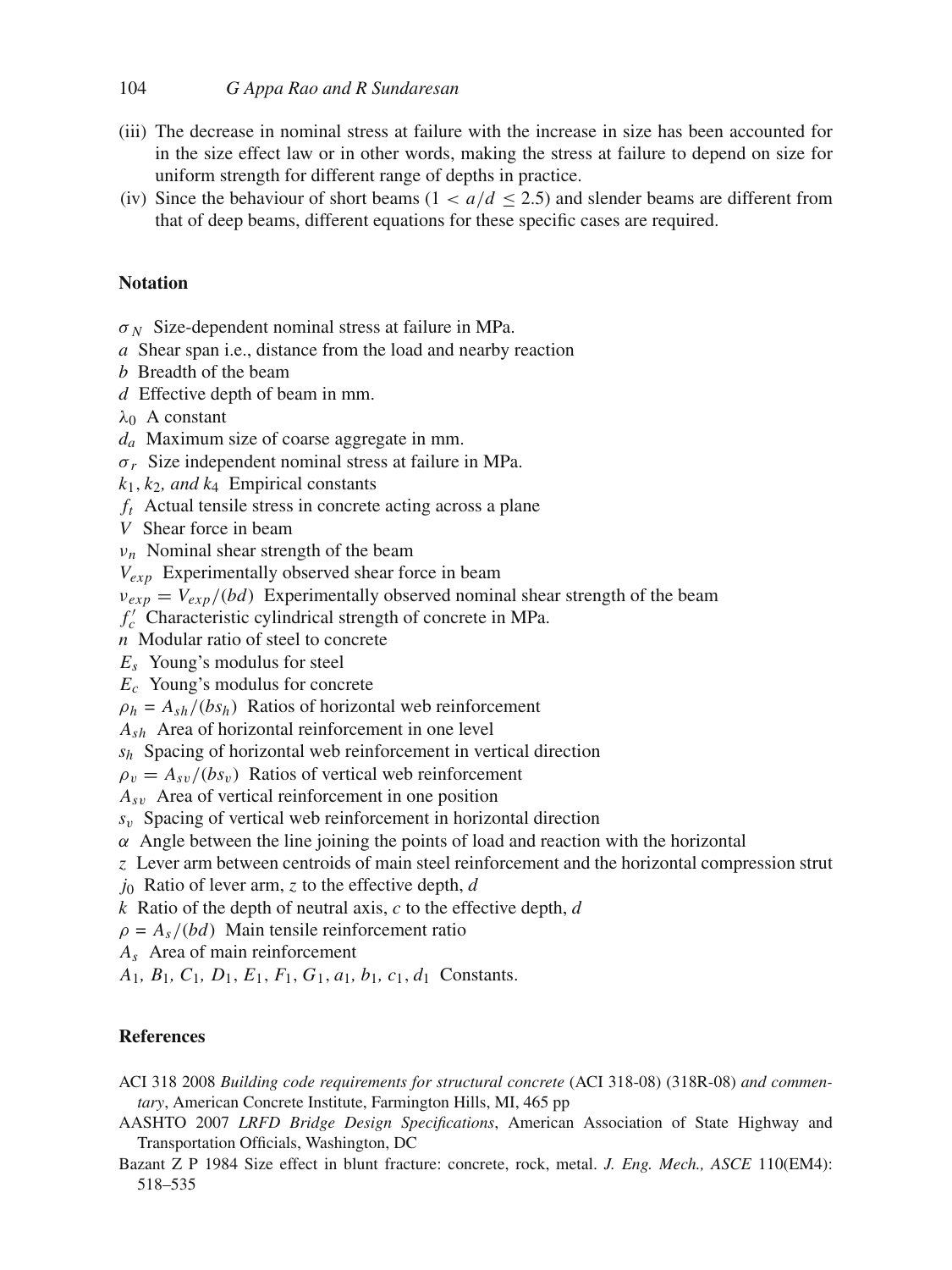(iii) The decrease in nominal stress at failure with the increase in size has been accounted for in the size effect law or in other words, making the stress at failure to depend on size for uniform strength for different range of depths in practice.

(iv) Since the behaviour of short beams ($1 < a/d \leq 2.5$) and slender beams are different from that of deep beams, different equations for these specific cases are required.

## Notation

$\sigma_N$ Size-dependent nominal stress at failure in MPa.
$a$ Shear span i.e., distance from the load and nearby reaction
$b$ Breadth of the beam
$d$ Effective depth of beam in mm.
$\lambda_0$ A constant
$d_a$ Maximum size of coarse aggregate in mm.
$\sigma_r$ Size independent nominal stress at failure in MPa.
$k_1, k_2,$ *and* $k_4$ Empirical constants
$f_t$ Actual tensile stress in concrete acting across a plane
$V$ Shear force in beam
$\nu_n$ Nominal shear strength of the beam
$V_{exp}$ Experimentally observed shear force in beam
$\nu_{exp} = V_{exp}/(bd)$ Experimentally observed nominal shear strength of the beam
$f_c'$ Characteristic cylindrical strength of concrete in MPa.
$n$ Modular ratio of steel to concrete
$E_s$ Young's modulus for steel
$E_c$ Young's modulus for concrete
$\rho_h = A_{sh}/(bs_h)$ Ratios of horizontal web reinforcement
$A_{sh}$ Area of horizontal reinforcement in one level
$s_h$ Spacing of horizontal web reinforcement in vertical direction
$\rho_v = A_{sv}/(bs_v)$ Ratios of vertical web reinforcement
$A_{sv}$ Area of vertical reinforcement in one position
$s_v$ Spacing of vertical web reinforcement in horizontal direction
$\alpha$ Angle between the line joining the points of load and reaction with the horizontal
$z$ Lever arm between centroids of main steel reinforcement and the horizontal compression strut
$j_0$ Ratio of lever arm, $z$ to the effective depth, $d$
$k$ Ratio of the depth of neutral axis, $c$ to the effective depth, $d$
$\rho = A_s/(bd)$ Main tensile reinforcement ratio
$A_s$ Area of main reinforcement
$A_1, B_1, C_1, D_1, E_1, F_1, G_1, a_1, b_1, c_1, d_1$ Constants.

## References

ACI 318 2008 *Building code requirements for structural concrete* (ACI 318-08) (318R-08) *and commentary*, American Concrete Institute, Farmington Hills, MI, 465 pp

AASHTO 2007 *LRFD Bridge Design Specifications*, American Association of State Highway and Transportation Officials, Washington, DC

Bazant Z P 1984 Size effect in blunt fracture: concrete, rock, metal. *J. Eng. Mech., ASCE* 110(EM4): 518–535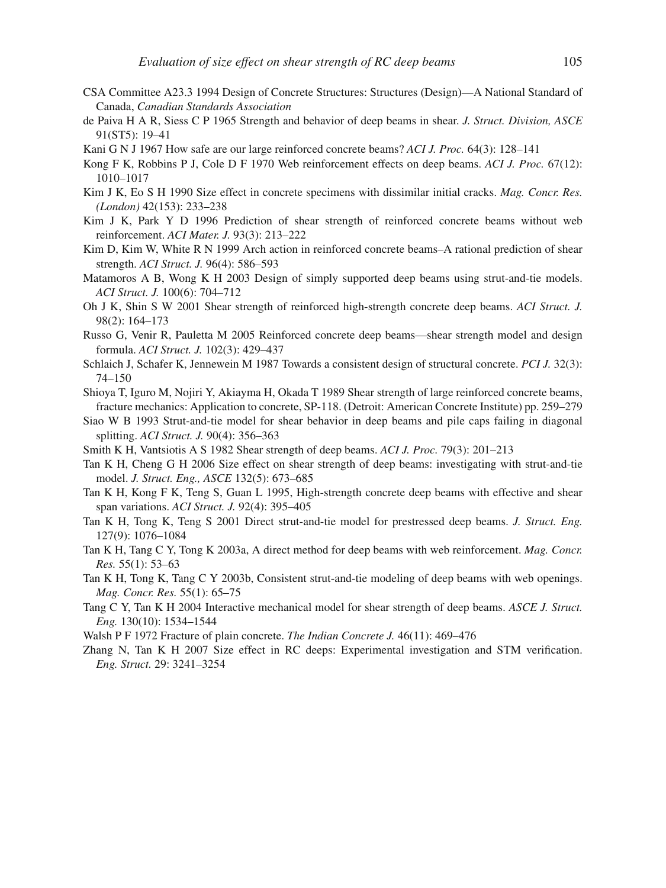CSA Committee A23.3 1994 Design of Concrete Structures: Structures (Design)—A National Standard of Canada, *Canadian Standards Association*

de Paiva H A R, Siess C P 1965 Strength and behavior of deep beams in shear. *J. Struct. Division, ASCE* 91(ST5): 19–41

Kani G N J 1967 How safe are our large reinforced concrete beams? *ACI J. Proc.* 64(3): 128–141

Kong F K, Robbins P J, Cole D F 1970 Web reinforcement effects on deep beams. *ACI J. Proc.* 67(12): 1010–1017

Kim J K, Eo S H 1990 Size effect in concrete specimens with dissimilar initial cracks. *Mag. Concr. Res. (London)* 42(153): 233–238

Kim J K, Park Y D 1996 Prediction of shear strength of reinforced concrete beams without web reinforcement. *ACI Mater. J.* 93(3): 213–222

Kim D, Kim W, White R N 1999 Arch action in reinforced concrete beams–A rational prediction of shear strength. *ACI Struct. J.* 96(4): 586–593

Matamoros A B, Wong K H 2003 Design of simply supported deep beams using strut-and-tie models. *ACI Struct. J.* 100(6): 704–712

Oh J K, Shin S W 2001 Shear strength of reinforced high-strength concrete deep beams. *ACI Struct. J.* 98(2): 164–173

Russo G, Venir R, Pauletta M 2005 Reinforced concrete deep beams—shear strength model and design formula. *ACI Struct. J.* 102(3): 429–437

Schlaich J, Schafer K, Jennewein M 1987 Towards a consistent design of structural concrete. *PCI J.* 32(3): 74–150

Shioya T, Iguro M, Nojiri Y, Akiayma H, Okada T 1989 Shear strength of large reinforced concrete beams, fracture mechanics: Application to concrete, SP-118. (Detroit: American Concrete Institute) pp. 259–279

Siao W B 1993 Strut-and-tie model for shear behavior in deep beams and pile caps failing in diagonal splitting. *ACI Struct. J.* 90(4): 356–363

Smith K H, Vantsiotis A S 1982 Shear strength of deep beams. *ACI J. Proc.* 79(3): 201–213

Tan K H, Cheng G H 2006 Size effect on shear strength of deep beams: investigating with strut-and-tie model. *J. Struct. Eng., ASCE* 132(5): 673–685

Tan K H, Kong F K, Teng S, Guan L 1995, High-strength concrete deep beams with effective and shear span variations. *ACI Struct. J.* 92(4): 395–405

Tan K H, Tong K, Teng S 2001 Direct strut-and-tie model for prestressed deep beams. *J. Struct. Eng.* 127(9): 1076–1084

Tan K H, Tang C Y, Tong K 2003a, A direct method for deep beams with web reinforcement. *Mag. Concr. Res.* 55(1): 53–63

Tan K H, Tong K, Tang C Y 2003b, Consistent strut-and-tie modeling of deep beams with web openings. *Mag. Concr. Res.* 55(1): 65–75

Tang C Y, Tan K H 2004 Interactive mechanical model for shear strength of deep beams. *ASCE J. Struct. Eng.* 130(10): 1534–1544

Walsh P F 1972 Fracture of plain concrete. *The Indian Concrete J.* 46(11): 469–476

Zhang N, Tan K H 2007 Size effect in RC deeps: Experimental investigation and STM verification. *Eng. Struct.* 29: 3241–3254